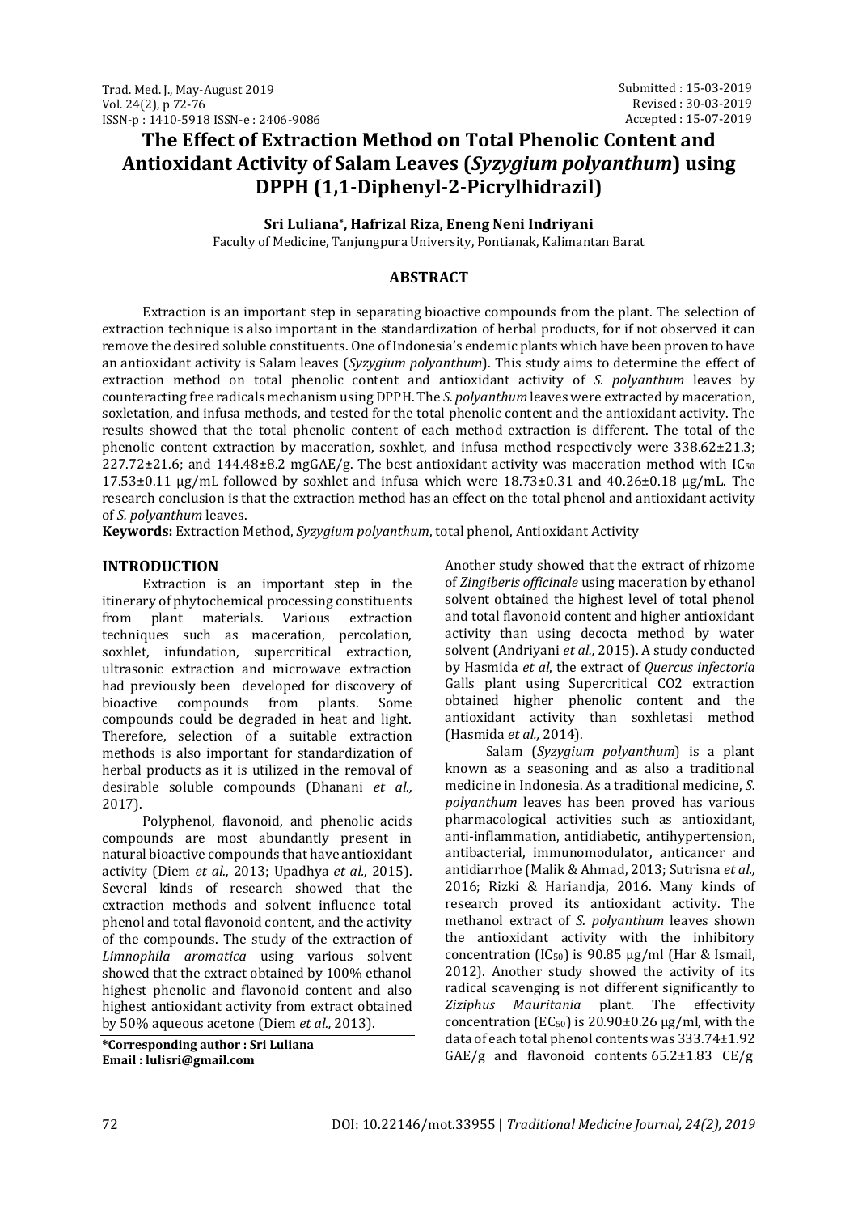Submitted : 15-03-2019
Revised : 30-03-2019
Accepted : 15-07-2019

# The Effect of Extraction Method on Total Phenolic Content and Antioxidant Activity of Salam Leaves (*Syzygium polyanthum*) using DPPH (1,1-Diphenyl-2-Picrylhidrazil)

**Sri Luliana\*, Hafrizal Riza, Eneng Neni Indriyani**

Faculty of Medicine, Tanjungpura University, Pontianak, Kalimantan Barat

## ABSTRACT

Extraction is an important step in separating bioactive compounds from the plant. The selection of extraction technique is also important in the standardization of herbal products, for if not observed it can remove the desired soluble constituents. One of Indonesia's endemic plants which have been proven to have an antioxidant activity is Salam leaves (*Syzygium polyanthum*). This study aims to determine the effect of extraction method on total phenolic content and antioxidant activity of *S. polyanthum* leaves by counteracting free radicals mechanism using DPPH. The *S. polyanthum* leaves were extracted by maceration, soxletation, and infusa methods, and tested for the total phenolic content and the antioxidant activity. The results showed that the total phenolic content of each method extraction is different. The total of the phenolic content extraction by maceration, soxhlet, and infusa method respectively were 338.62±21.3; 227.72±21.6; and 144.48±8.2 mgGAE/g. The best antioxidant activity was maceration method with $IC_{50}$ 17.53±0.11 µg/mL followed by soxhlet and infusa which were 18.73±0.31 and 40.26±0.18 µg/mL. The research conclusion is that the extraction method has an effect on the total phenol and antioxidant activity of *S. polyanthum* leaves.

**Keywords:** Extraction Method, *Syzygium polyanthum*, total phenol, Antioxidant Activity

## INTRODUCTION

Extraction is an important step in the itinerary of phytochemical processing constituents from plant materials. Various extraction techniques such as maceration, percolation, soxhlet, infundation, supercritical extraction, ultrasonic extraction and microwave extraction had previously been developed for discovery of bioactive compounds from plants. Some compounds could be degraded in heat and light. Therefore, selection of a suitable extraction methods is also important for standardization of herbal products as it is utilized in the removal of desirable soluble compounds (Dhanani *et al.,* 2017).

Polyphenol, flavonoid, and phenolic acids compounds are most abundantly present in natural bioactive compounds that have antioxidant activity (Diem *et al.,* 2013; Upadhya *et al.,* 2015). Several kinds of research showed that the extraction methods and solvent influence total phenol and total flavonoid content, and the activity of the compounds. The study of the extraction of *Limnophila aromatica* using various solvent showed that the extract obtained by 100% ethanol highest phenolic and flavonoid content and also highest antioxidant activity from extract obtained by 50% aqueous acetone (Diem *et al.,* 2013).

Another study showed that the extract of rhizome of *Zingiberis officinale* using maceration by ethanol solvent obtained the highest level of total phenol and total flavonoid content and higher antioxidant activity than using decocta method by water solvent (Andriyani *et al.,* 2015). A study conducted by Hasmida *et al*, the extract of *Quercus infectoria* Galls plant using Supercritical CO2 extraction obtained higher phenolic content and the antioxidant activity than soxhletasi method (Hasmida *et al.,* 2014).

Salam (*Syzygium polyanthum*) is a plant known as a seasoning and as also a traditional medicine in Indonesia. As a traditional medicine, *S. polyanthum* leaves has been proved has various pharmacological activities such as antioxidant, anti-inflammation, antidiabetic, antihypertension, antibacterial, immunomodulator, anticancer and antidiarrhoe (Malik & Ahmad, 2013; Sutrisna *et al.,* 2016; Rizki & Hariandja, 2016. Many kinds of research proved its antioxidant activity. The methanol extract of *S. polyanthum* leaves shown the antioxidant activity with the inhibitory concentration ($IC_{50}$) is 90.85 µg/ml (Har & Ismail, 2012). Another study showed the activity of its radical scavenging is not different significantly to *Ziziphus Mauritania* plant. The effectivity concentration ($EC_{50}$) is 20.90±0.26 µg/ml, with the data of each total phenol contents was 333.74±1.92 GAE/g and flavonoid contents 65.2±1.83 CE/g

**\*Corresponding author : Sri Luliana**
**Email : lulisri@gmail.com**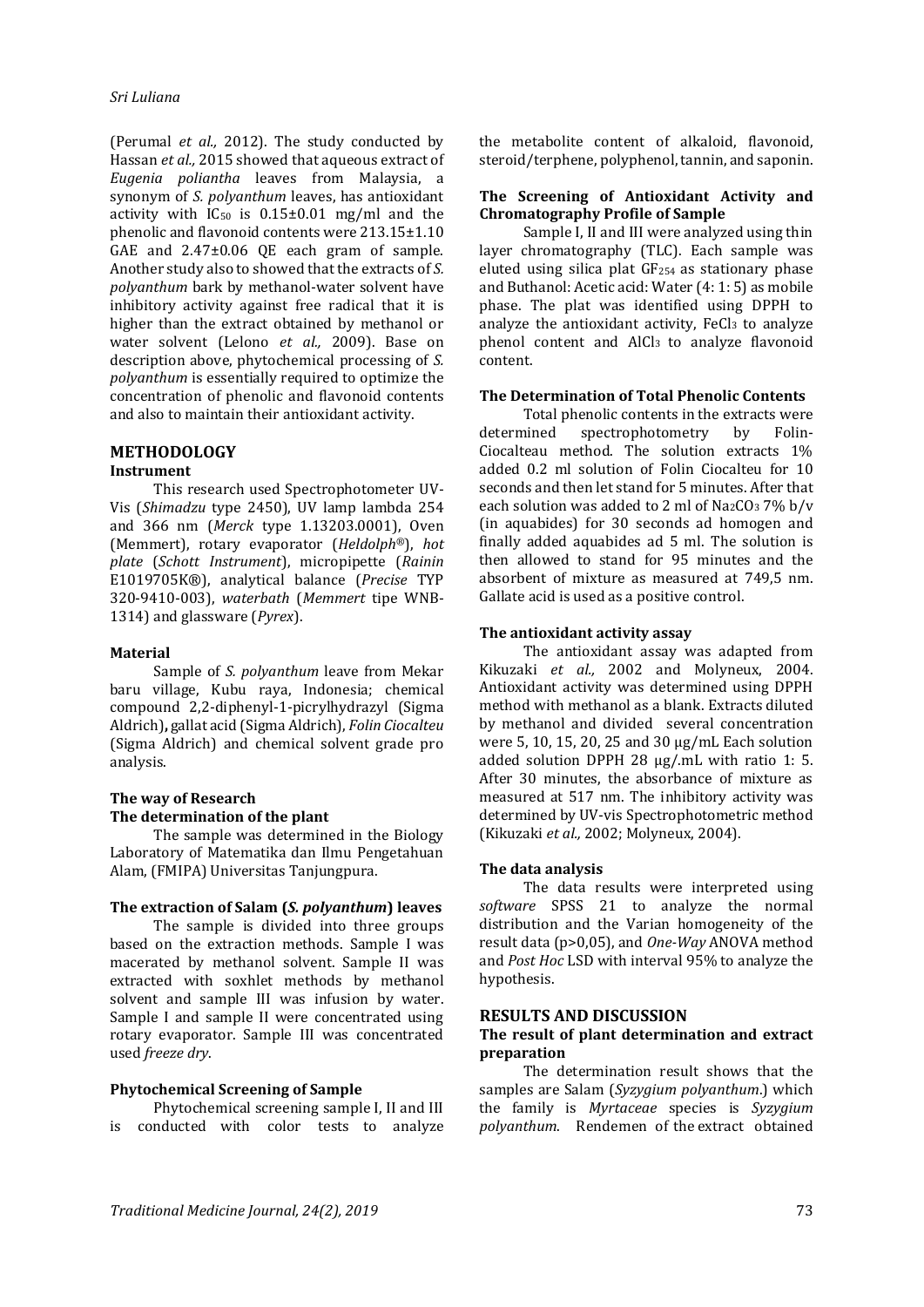(Perumal *et al.,* 2012). The study conducted by Hassan *et al.,* 2015 showed that aqueous extract of *Eugenia poliantha* leaves from Malaysia, a synonym of *S. polyanthum* leaves, has antioxidant activity with $IC_{50}$ is 0.15±0.01 mg/ml and the phenolic and flavonoid contents were 213.15±1.10 GAE and 2.47±0.06 QE each gram of sample. Another study also to showed that the extracts of *S. polyanthum* bark by methanol-water solvent have inhibitory activity against free radical that it is higher than the extract obtained by methanol or water solvent (Lelono *et al.,* 2009). Base on description above, phytochemical processing of *S. polyanthum* is essentially required to optimize the concentration of phenolic and flavonoid contents and also to maintain their antioxidant activity.

## METHODOLOGY

### Instrument

This research used Spectrophotometer UV-Vis (*Shimadzu* type 2450), UV lamp lambda 254 and 366 nm (*Merck* type 1.13203.0001), Oven (Memmert), rotary evaporator (*Heldolph®*), *hot plate* (*Schott Instrument*), micropipette (*Rainin* E1019705K®), analytical balance (*Precise* TYP 320-9410-003), *waterbath* (*Memmert* tipe WNB-1314) and glassware (*Pyrex*).

### Material

Sample of *S. polyanthum* leave from Mekar baru village, Kubu raya, Indonesia; chemical compound 2,2-diphenyl-1-picrylhydrazyl (Sigma Aldrich)**,** gallat acid (Sigma Aldrich), *Folin Ciocalteu* (Sigma Aldrich) and chemical solvent grade pro analysis.

### The way of Research

#### The determination of the plant

The sample was determined in the Biology Laboratory of Matematika dan Ilmu Pengetahuan Alam, (FMIPA) Universitas Tanjungpura.

#### The extraction of Salam (*S. polyanthum*) leaves

The sample is divided into three groups based on the extraction methods. Sample I was macerated by methanol solvent. Sample II was extracted with soxhlet methods by methanol solvent and sample III was infusion by water. Sample I and sample II were concentrated using rotary evaporator. Sample III was concentrated used *freeze dry*.

#### Phytochemical Screening of Sample

Phytochemical screening sample I, II and III is conducted with color tests to analyze the metabolite content of alkaloid, flavonoid, steroid/terphene, polyphenol, tannin, and saponin.

#### The Screening of Antioxidant Activity and Chromatography Profile of Sample

Sample I, II and III were analyzed using thin layer chromatography (TLC). Each sample was eluted using silica plat $GF_{254}$ as stationary phase and Buthanol: Acetic acid: Water (4: 1: 5) as mobile phase. The plat was identified using DPPH to analyze the antioxidant activity, $FeCl_3$ to analyze phenol content and $AlCl_3$ to analyze flavonoid content.

#### The Determination of Total Phenolic Contents

Total phenolic contents in the extracts were determined spectrophotometry by Folin-Ciocalteau method. The solution extracts 1% added 0.2 ml solution of Folin Ciocalteu for 10 seconds and then let stand for 5 minutes. After that each solution was added to 2 ml of $Na_2CO_3$ 7% b/v (in aquabides) for 30 seconds ad homogen and finally added aquabides ad 5 ml. The solution is then allowed to stand for 95 minutes and the absorbent of mixture as measured at 749,5 nm. Gallate acid is used as a positive control.

#### The antioxidant activity assay

The antioxidant assay was adapted from Kikuzaki *et al.,* 2002 and Molyneux, 2004. Antioxidant activity was determined using DPPH method with methanol as a blank. Extracts diluted by methanol and divided several concentration were 5, 10, 15, 20, 25 and 30 µg/mL Each solution added solution DPPH 28 µg/.mL with ratio 1: 5. After 30 minutes, the absorbance of mixture as measured at 517 nm. The inhibitory activity was determined by UV-vis Spectrophotometric method (Kikuzaki *et al.,* 2002; Molyneux, 2004).

#### The data analysis

The data results were interpreted using *software* SPSS 21 to analyze the normal distribution and the Varian homogeneity of the result data ($p>0,05$), and *One-Way* ANOVA method and *Post Hoc* LSD with interval 95% to analyze the hypothesis.

## RESULTS AND DISCUSSION

### The result of plant determination and extract preparation

The determination result shows that the samples are Salam (*Syzygium polyanthum*.) which the family is *Myrtaceae* species is *Syzygium polyanthum*. Rendemen of the extract obtained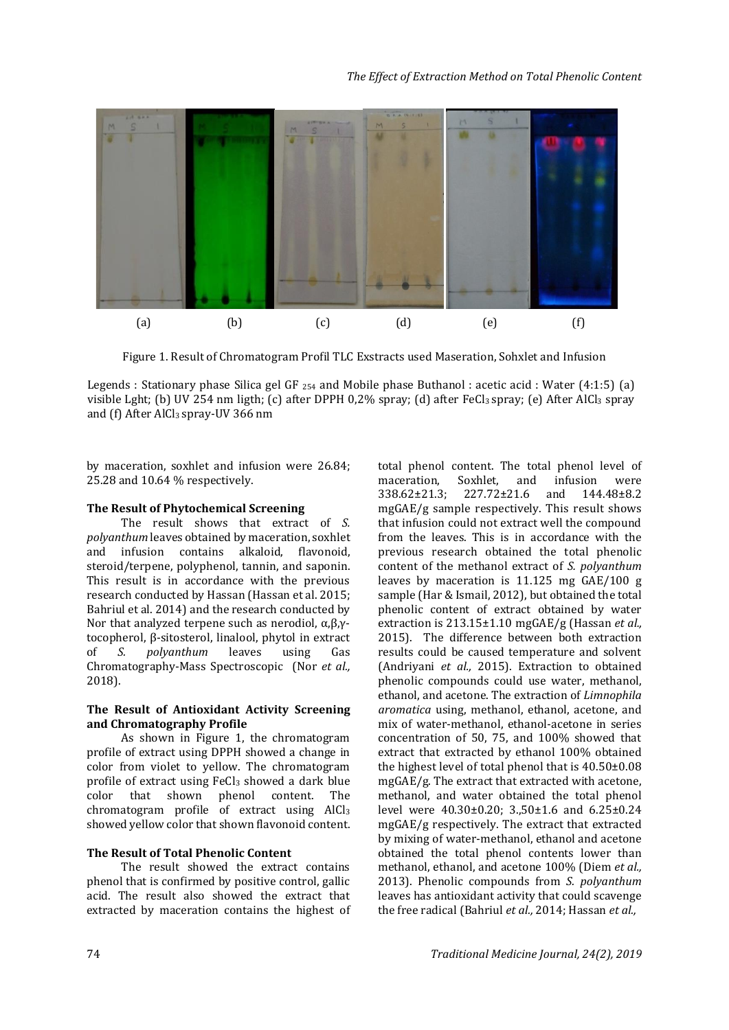(a) (b) (c) (d) (e) (f)

Figure 1. Result of Chromatogram Profil TLC Exstracts used Maseration, Sohxlet and Infusion

Legends : Stationary phase Silica gel GF $_{254}$ and Mobile phase Buthanol : acetic acid : Water (4:1:5) (a) visible Lght; (b) UV 254 nm ligth; (c) after DPPH 0,2% spray; (d) after $FeCl_3$ spray; (e) After $AlCl_3$ spray and (f) After $AlCl_3$ spray-UV 366 nm

by maceration, soxhlet and infusion were 26.84; 25.28 and 10.64 % respectively.

**The Result of Phytochemical Screening**

The result shows that extract of *S. polyanthum* leaves obtained by maceration, soxhlet and infusion contains alkaloid, flavonoid, steroid/terpene, polyphenol, tannin, and saponin. This result is in accordance with the previous research conducted by Hassan (Hassan et al. 2015; Bahriul et al. 2014) and the research conducted by Nor that analyzed terpene such as nerodiol, α,β,γ-tocopherol, β-sitosterol, linalool, phytol in extract of *S. polyanthum* leaves using Gas Chromatography-Mass Spectroscopic (Nor *et al.,* 2018).

**The Result of Antioxidant Activity Screening and Chromatography Profile**

As shown in Figure 1, the chromatogram profile of extract using DPPH showed a change in color from violet to yellow. The chromatogram profile of extract using $FeCl_3$ showed a dark blue color that shown phenol content. The chromatogram profile of extract using $AlCl_3$ showed yellow color that shown flavonoid content.

**The Result of Total Phenolic Content**

The result showed the extract contains phenol that is confirmed by positive control, gallic acid. The result also showed the extract that extracted by maceration contains the highest of total phenol content. The total phenol level of maceration, Soxhlet, and infusion were 338.62±21.3; 227.72±21.6 and 144.48±8.2 mgGAE/g sample respectively. This result shows that infusion could not extract well the compound from the leaves. This is in accordance with the previous research obtained the total phenolic content of the methanol extract of *S. polyanthum* leaves by maceration is 11.125 mg GAE/100 g sample (Har & Ismail, 2012), but obtained the total phenolic content of extract obtained by water extraction is 213.15±1.10 mgGAE/g (Hassan *et al.,* 2015). The difference between both extraction results could be caused temperature and solvent (Andriyani *et al.,* 2015). Extraction to obtained phenolic compounds could use water, methanol, ethanol, and acetone. The extraction of *Limnophila aromatica* using, methanol, ethanol, acetone, and mix of water-methanol, ethanol-acetone in series concentration of 50, 75, and 100% showed that extract that extracted by ethanol 100% obtained the highest level of total phenol that is 40.50±0.08 mgGAE/g. The extract that extracted with acetone, methanol, and water obtained the total phenol level were 40.30±0.20; 3.,50±1.6 and 6.25±0.24 mgGAE/g respectively. The extract that extracted by mixing of water-methanol, ethanol and acetone obtained the total phenol contents lower than methanol, ethanol, and acetone 100% (Diem *et al.,* 2013). Phenolic compounds from *S. polyanthum* leaves has antioxidant activity that could scavenge the free radical (Bahriul *et al.,* 2014; Hassan *et al.,*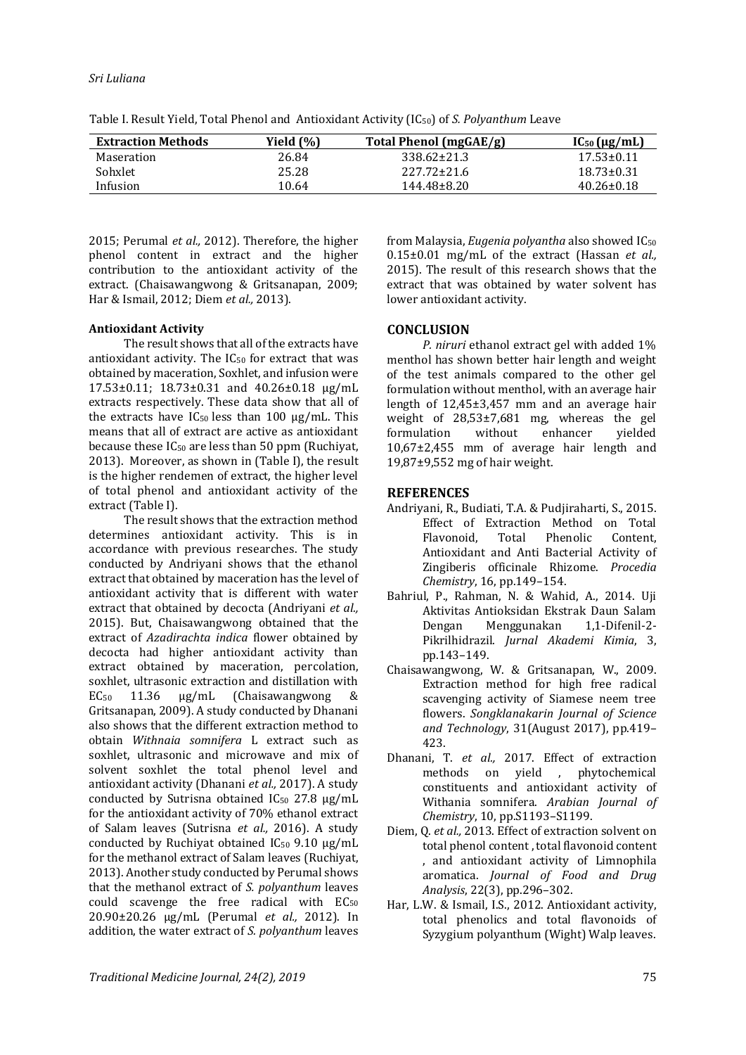Table I. Result Yield, Total Phenol and Antioxidant Activity ($IC_{50}$) of *S. Polyanthum* Leave

| Extraction Methods | Yield (%) | Total Phenol (mgGAE/g) | $IC_{50}$ (μg/mL) |
|---|---|---|---|
| Maseration | 26.84 | 338.62±21.3 | 17.53±0.11 |
| Sohxlet | 25.28 | 227.72±21.6 | 18.73±0.31 |
| Infusion | 10.64 | 144.48±8.20 | 40.26±0.18 |

2015; Perumal *et al.,* 2012). Therefore, the higher phenol content in extract and the higher contribution to the antioxidant activity of the extract. (Chaisawangwong & Gritsanapan, 2009; Har & Ismail, 2012; Diem *et al.,* 2013).

**Antioxidant Activity**

The result shows that all of the extracts have antioxidant activity. The $IC_{50}$ for extract that was obtained by maceration, Soxhlet, and infusion were 17.53±0.11; 18.73±0.31 and 40.26±0.18 μg/mL extracts respectively. These data show that all of the extracts have $IC_{50}$ less than 100 μg/mL. This means that all of extract are active as antioxidant because these $IC_{50}$ are less than 50 ppm (Ruchiyat, 2013). Moreover, as shown in (Table I), the result is the higher rendemen of extract, the higher level of total phenol and antioxidant activity of the extract (Table I).

The result shows that the extraction method determines antioxidant activity. This is in accordance with previous researches. The study conducted by Andriyani shows that the ethanol extract that obtained by maceration has the level of antioxidant activity that is different with water extract that obtained by decocta (Andriyani *et al.,* 2015). But, Chaisawangwong obtained that the extract of *Azadirachta indica* flower obtained by decocta had higher antioxidant activity than extract obtained by maceration, percolation, soxhlet, ultrasonic extraction and distillation with $EC_{50}$ 11.36 μg/mL (Chaisawangwong & Gritsanapan, 2009). A study conducted by Dhanani also shows that the different extraction method to obtain *Withnaia somnifera* L extract such as soxhlet, ultrasonic and microwave and mix of solvent soxhlet the total phenol level and antioxidant activity (Dhanani *et al.,* 2017). A study conducted by Sutrisna obtained $IC_{50}$ 27.8 μg/mL for the antioxidant activity of 70% ethanol extract of Salam leaves (Sutrisna *et al.,* 2016). A study conducted by Ruchiyat obtained $IC_{50}$ 9.10 μg/mL for the methanol extract of Salam leaves (Ruchiyat, 2013). Another study conducted by Perumal shows that the methanol extract of *S. polyanthum* leaves could scavenge the free radical with $EC_{50}$ 20.90±20.26 μg/mL (Perumal *et al.,* 2012). In addition, the water extract of *S. polyanthum* leaves from Malaysia, *Eugenia polyantha* also showed $IC_{50}$ 0.15±0.01 mg/mL of the extract (Hassan *et al.,* 2015). The result of this research shows that the extract that was obtained by water solvent has lower antioxidant activity.

## CONCLUSION

*P. niruri* ethanol extract gel with added 1% menthol has shown better hair length and weight of the test animals compared to the other gel formulation without menthol, with an average hair length of 12,45±3,457 mm and an average hair weight of 28,53±7,681 mg, whereas the gel formulation without enhancer yielded 10,67±2,455 mm of average hair length and 19,87±9,552 mg of hair weight.

## REFERENCES

Andriyani, R., Budiati, T.A. & Pudjiraharti, S., 2015. Effect of Extraction Method on Total Flavonoid, Total Phenolic Content, Antioxidant and Anti Bacterial Activity of Zingiberis officinale Rhizome. *Procedia Chemistry*, 16, pp.149–154.

Bahriul, P., Rahman, N. & Wahid, A., 2014. Uji Aktivitas Antioksidan Ekstrak Daun Salam Dengan Menggunakan 1,1-Difenil-2-Pikrilhidrazil. *Jurnal Akademi Kimia*, 3, pp.143–149.

Chaisawangwong, W. & Gritsanapan, W., 2009. Extraction method for high free radical scavenging activity of Siamese neem tree flowers. *Songklanakarin Journal of Science and Technology*, 31(August 2017), pp.419–423.

Dhanani, T. *et al.,* 2017. Effect of extraction methods on yield , phytochemical constituents and antioxidant activity of Withania somnifera. *Arabian Journal of Chemistry*, 10, pp.S1193–S1199.

Diem, Q. *et al.,* 2013. Effect of extraction solvent on total phenol content , total flavonoid content , and antioxidant activity of Limnophila aromatica. *Journal of Food and Drug Analysis*, 22(3), pp.296–302.

Har, L.W. & Ismail, I.S., 2012. Antioxidant activity, total phenolics and total flavonoids of Syzygium polyanthum (Wight) Walp leaves.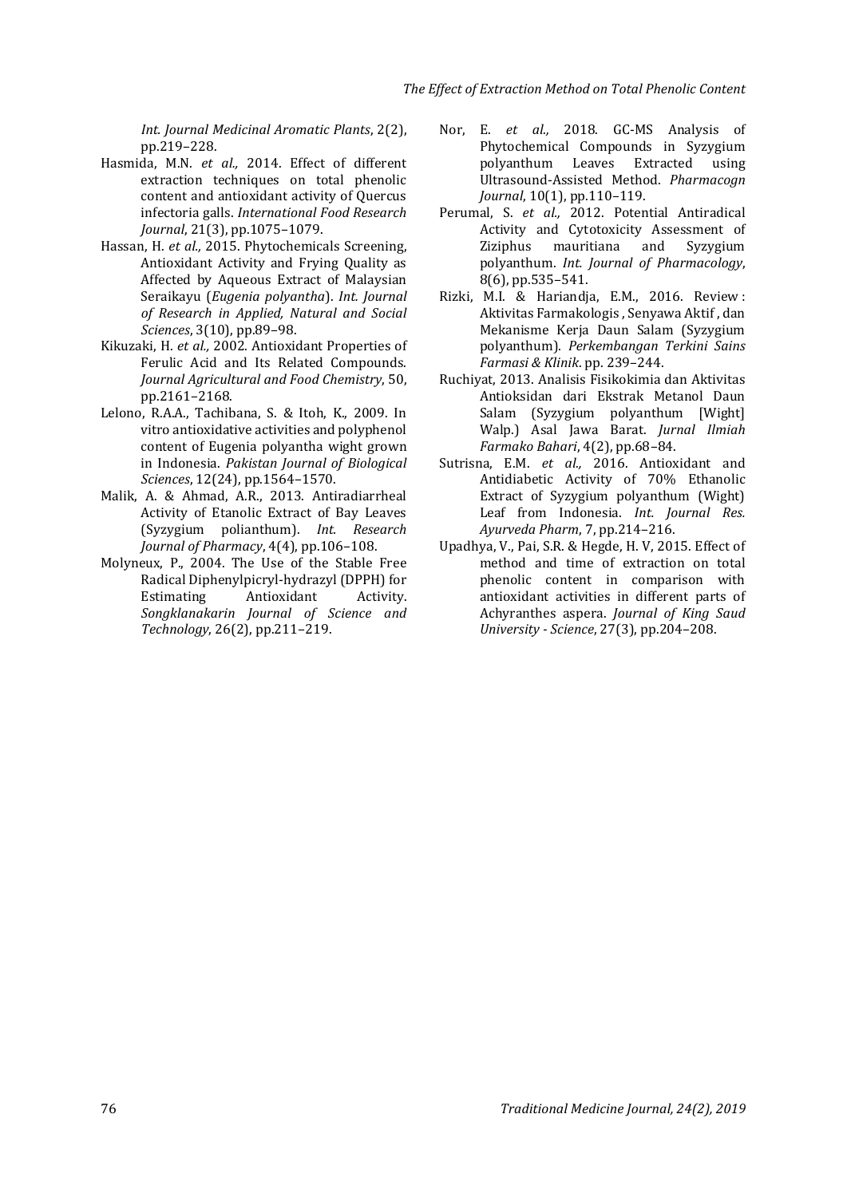*Int. Journal Medicinal Aromatic Plants*, 2(2), pp.219–228.

Hasmida, M.N. *et al.,* 2014. Effect of different extraction techniques on total phenolic content and antioxidant activity of Quercus infectoria galls. *International Food Research Journal*, 21(3), pp.1075–1079.

Hassan, H. *et al.,* 2015. Phytochemicals Screening, Antioxidant Activity and Frying Quality as Affected by Aqueous Extract of Malaysian Seraikayu (*Eugenia polyantha*). *Int. Journal of Research in Applied, Natural and Social Sciences*, 3(10), pp.89–98.

Kikuzaki, H. *et al.,* 2002. Antioxidant Properties of Ferulic Acid and Its Related Compounds. *Journal Agricultural and Food Chemistry*, 50, pp.2161–2168.

Lelono, R.A.A., Tachibana, S. & Itoh, K., 2009. In vitro antioxidative activities and polyphenol content of Eugenia polyantha wight grown in Indonesia. *Pakistan Journal of Biological Sciences*, 12(24), pp.1564–1570.

Malik, A. & Ahmad, A.R., 2013. Antiradiarrheal Activity of Etanolic Extract of Bay Leaves (Syzygium polianthum). *Int. Research Journal of Pharmacy*, 4(4), pp.106–108.

Molyneux, P., 2004. The Use of the Stable Free Radical Diphenylpicryl-hydrazyl (DPPH) for Estimating Antioxidant Activity. *Songklanakarin Journal of Science and Technology*, 26(2), pp.211–219.

Nor, E. *et al.,* 2018. GC-MS Analysis of Phytochemical Compounds in Syzygium polyanthum Leaves Extracted using Ultrasound-Assisted Method. *Pharmacogn Journal*, 10(1), pp.110–119.

Perumal, S. *et al.,* 2012. Potential Antiradical Activity and Cytotoxicity Assessment of Ziziphus mauritiana and Syzygium polyanthum. *Int. Journal of Pharmacology*, 8(6), pp.535–541.

Rizki, M.I. & Hariandja, E.M., 2016. Review : Aktivitas Farmakologis , Senyawa Aktif , dan Mekanisme Kerja Daun Salam (Syzygium polyanthum). *Perkembangan Terkini Sains Farmasi & Klinik*. pp. 239–244.

Ruchiyat, 2013. Analisis Fisikokimia dan Aktivitas Antioksidan dari Ekstrak Metanol Daun Salam (Syzygium polyanthum [Wight] Walp.) Asal Jawa Barat. *Jurnal Ilmiah Farmako Bahari*, 4(2), pp.68–84.

Sutrisna, E.M. *et al.,* 2016. Antioxidant and Antidiabetic Activity of 70% Ethanolic Extract of Syzygium polyanthum (Wight) Leaf from Indonesia. *Int. Journal Res. Ayurveda Pharm*, 7, pp.214–216.

Upadhya, V., Pai, S.R. & Hegde, H. V, 2015. Effect of method and time of extraction on total phenolic content in comparison with antioxidant activities in different parts of Achyranthes aspera. *Journal of King Saud University - Science*, 27(3), pp.204–208.